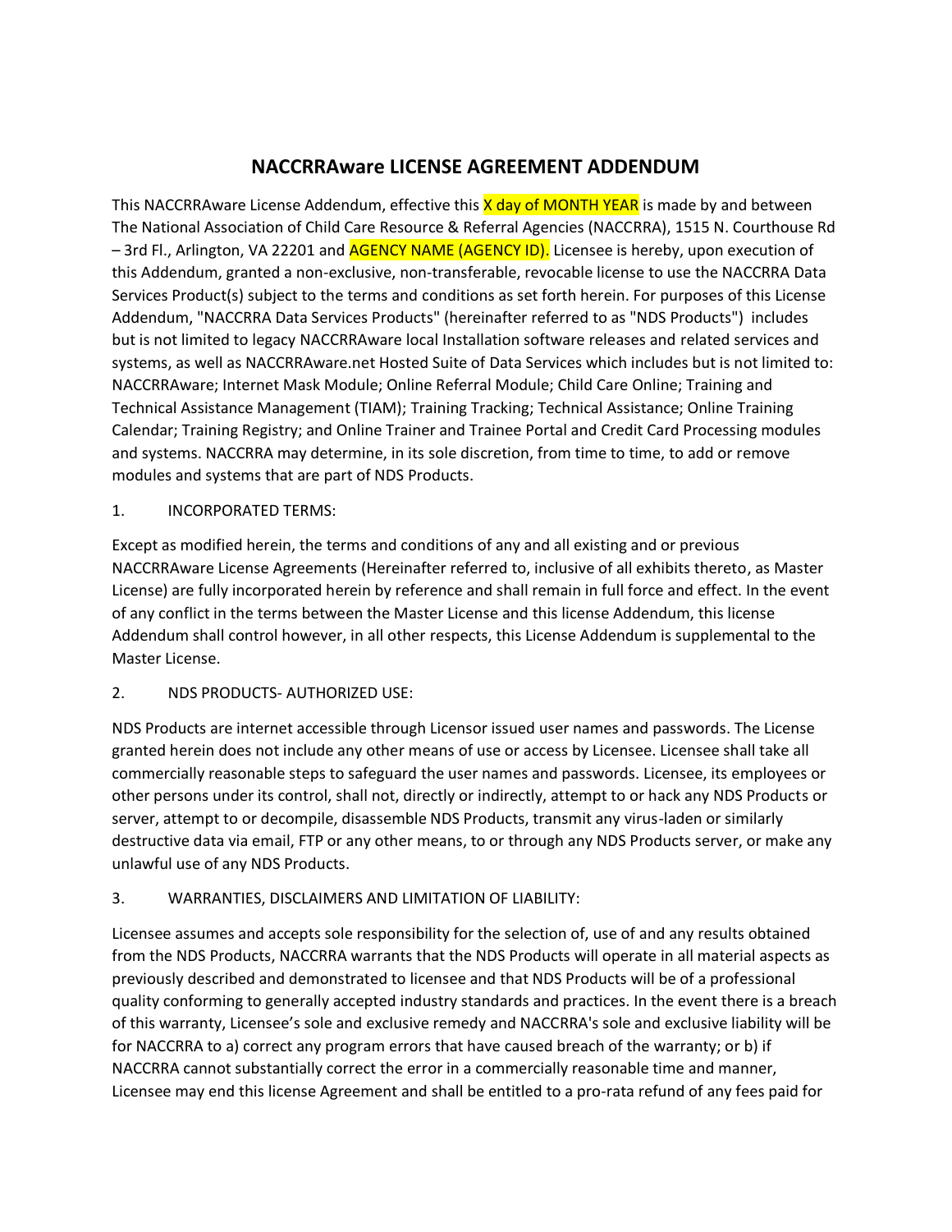# NACCRRAware LICENSE AGREEMENT ADDENDUM

This NACCRRAware License Addendum, effective this X day of MONTH YEAR is made by and between The National Association of Child Care Resource & Referral Agencies (NACCRRA), 1515 N. Courthouse Rd – 3rd Fl., Arlington, VA 22201 and AGENCY NAME (AGENCY ID). Licensee is hereby, upon execution of this Addendum, granted a non-exclusive, non-transferable, revocable license to use the NACCRRA Data Services Product(s) subject to the terms and conditions as set forth herein. For purposes of this License Addendum, "NACCRRA Data Services Products" (hereinafter referred to as "NDS Products") includes but is not limited to legacy NACCRRAware local Installation software releases and related services and systems, as well as NACCRRAware.net Hosted Suite of Data Services which includes but is not limited to: NACCRRAware; Internet Mask Module; Online Referral Module; Child Care Online; Training and Technical Assistance Management (TIAM); Training Tracking; Technical Assistance; Online Training Calendar; Training Registry; and Online Trainer and Trainee Portal and Credit Card Processing modules and systems. NACCRRA may determine, in its sole discretion, from time to time, to add or remove modules and systems that are part of NDS Products.

1. INCORPORATED TERMS:

Except as modified herein, the terms and conditions of any and all existing and or previous NACCRRAware License Agreements (Hereinafter referred to, inclusive of all exhibits thereto, as Master License) are fully incorporated herein by reference and shall remain in full force and effect. In the event of any conflict in the terms between the Master License and this license Addendum, this license Addendum shall control however, in all other respects, this License Addendum is supplemental to the Master License.

2. NDS PRODUCTS- AUTHORIZED USE:

NDS Products are internet accessible through Licensor issued user names and passwords. The License granted herein does not include any other means of use or access by Licensee. Licensee shall take all commercially reasonable steps to safeguard the user names and passwords. Licensee, its employees or other persons under its control, shall not, directly or indirectly, attempt to or hack any NDS Products or server, attempt to or decompile, disassemble NDS Products, transmit any virus-laden or similarly destructive data via email, FTP or any other means, to or through any NDS Products server, or make any unlawful use of any NDS Products.

3. WARRANTIES, DISCLAIMERS AND LIMITATION OF LIABILITY:

Licensee assumes and accepts sole responsibility for the selection of, use of and any results obtained from the NDS Products, NACCRRA warrants that the NDS Products will operate in all material aspects as previously described and demonstrated to licensee and that NDS Products will be of a professional quality conforming to generally accepted industry standards and practices. In the event there is a breach of this warranty, Licensee's sole and exclusive remedy and NACCRRA's sole and exclusive liability will be for NACCRRA to a) correct any program errors that have caused breach of the warranty; or b) if NACCRRA cannot substantially correct the error in a commercially reasonable time and manner, Licensee may end this license Agreement and shall be entitled to a pro-rata refund of any fees paid for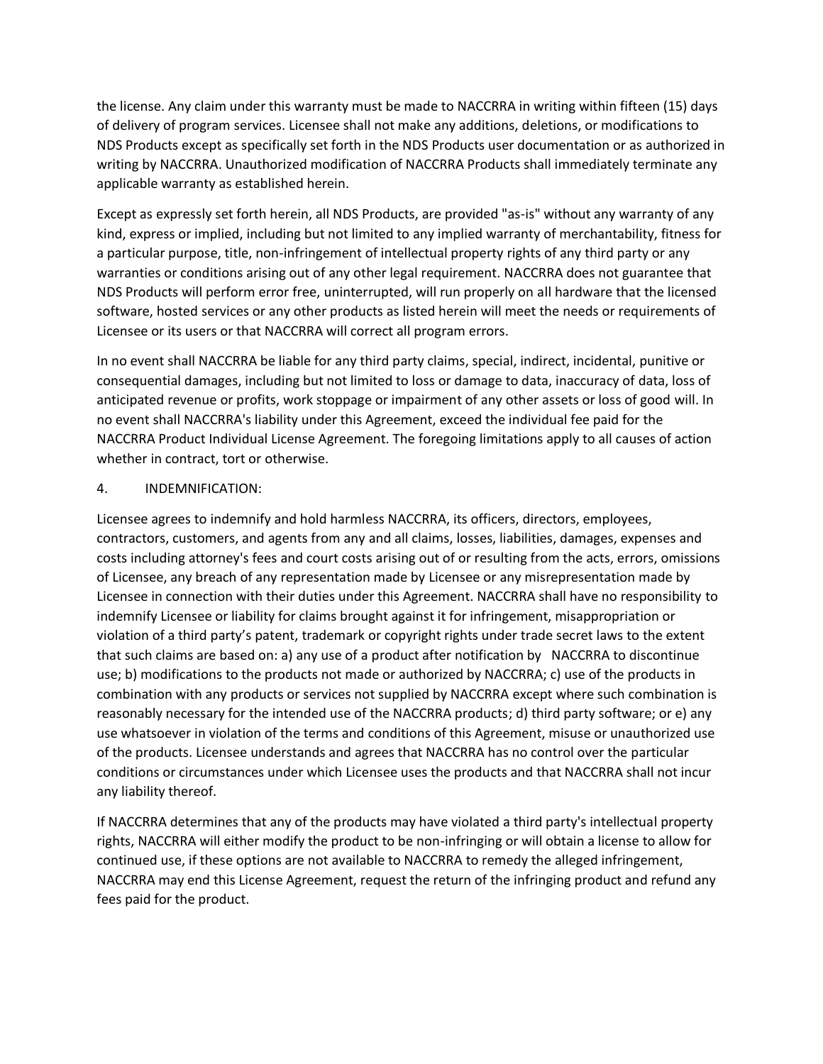the license. Any claim under this warranty must be made to NACCRRA in writing within fifteen (15) days of delivery of program services. Licensee shall not make any additions, deletions, or modifications to NDS Products except as specifically set forth in the NDS Products user documentation or as authorized in writing by NACCRRA. Unauthorized modification of NACCRRA Products shall immediately terminate any applicable warranty as established herein.

Except as expressly set forth herein, all NDS Products, are provided "as-is" without any warranty of any kind, express or implied, including but not limited to any implied warranty of merchantability, fitness for a particular purpose, title, non-infringement of intellectual property rights of any third party or any warranties or conditions arising out of any other legal requirement. NACCRRA does not guarantee that NDS Products will perform error free, uninterrupted, will run properly on all hardware that the licensed software, hosted services or any other products as listed herein will meet the needs or requirements of Licensee or its users or that NACCRRA will correct all program errors.

In no event shall NACCRRA be liable for any third party claims, special, indirect, incidental, punitive or consequential damages, including but not limited to loss or damage to data, inaccuracy of data, loss of anticipated revenue or profits, work stoppage or impairment of any other assets or loss of good will. In no event shall NACCRRA's liability under this Agreement, exceed the individual fee paid for the NACCRRA Product Individual License Agreement. The foregoing limitations apply to all causes of action whether in contract, tort or otherwise.

4. INDEMNIFICATION:

Licensee agrees to indemnify and hold harmless NACCRRA, its officers, directors, employees, contractors, customers, and agents from any and all claims, losses, liabilities, damages, expenses and costs including attorney's fees and court costs arising out of or resulting from the acts, errors, omissions of Licensee, any breach of any representation made by Licensee or any misrepresentation made by Licensee in connection with their duties under this Agreement. NACCRRA shall have no responsibility to indemnify Licensee or liability for claims brought against it for infringement, misappropriation or violation of a third party's patent, trademark or copyright rights under trade secret laws to the extent that such claims are based on: a) any use of a product after notification by NACCRRA to discontinue use; b) modifications to the products not made or authorized by NACCRRA; c) use of the products in combination with any products or services not supplied by NACCRRA except where such combination is reasonably necessary for the intended use of the NACCRRA products; d) third party software; or e) any use whatsoever in violation of the terms and conditions of this Agreement, misuse or unauthorized use of the products. Licensee understands and agrees that NACCRRA has no control over the particular conditions or circumstances under which Licensee uses the products and that NACCRRA shall not incur any liability thereof.

If NACCRRA determines that any of the products may have violated a third party's intellectual property rights, NACCRRA will either modify the product to be non-infringing or will obtain a license to allow for continued use, if these options are not available to NACCRRA to remedy the alleged infringement, NACCRRA may end this License Agreement, request the return of the infringing product and refund any fees paid for the product.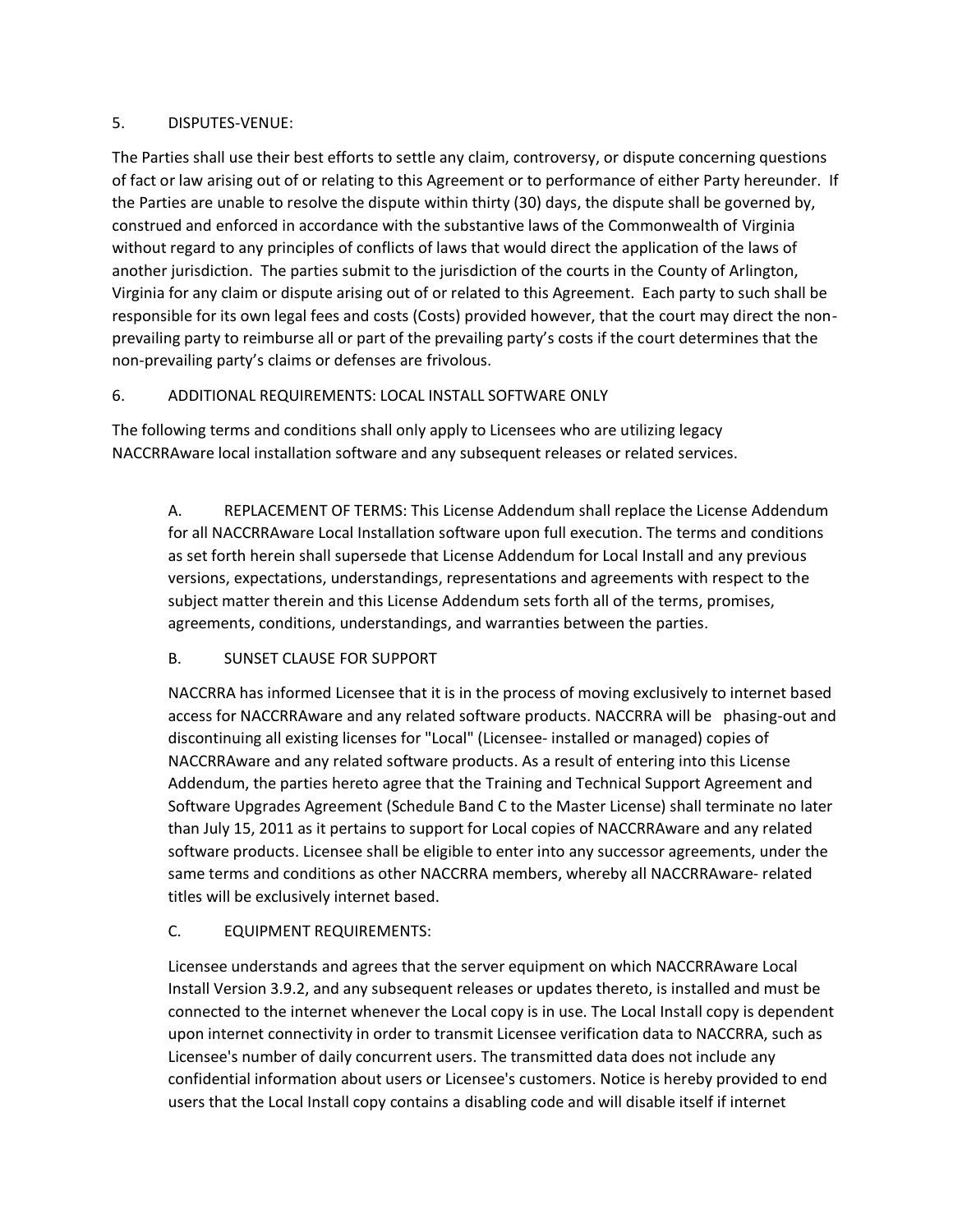5. DISPUTES-VENUE:

The Parties shall use their best efforts to settle any claim, controversy, or dispute concerning questions of fact or law arising out of or relating to this Agreement or to performance of either Party hereunder. If the Parties are unable to resolve the dispute within thirty (30) days, the dispute shall be governed by, construed and enforced in accordance with the substantive laws of the Commonwealth of Virginia without regard to any principles of conflicts of laws that would direct the application of the laws of another jurisdiction. The parties submit to the jurisdiction of the courts in the County of Arlington, Virginia for any claim or dispute arising out of or related to this Agreement. Each party to such shall be responsible for its own legal fees and costs (Costs) provided however, that the court may direct the non-prevailing party to reimburse all or part of the prevailing party's costs if the court determines that the non-prevailing party's claims or defenses are frivolous.

6. ADDITIONAL REQUIREMENTS: LOCAL INSTALL SOFTWARE ONLY

The following terms and conditions shall only apply to Licensees who are utilizing legacy NACCRRAware local installation software and any subsequent releases or related services.

A. REPLACEMENT OF TERMS: This License Addendum shall replace the License Addendum for all NACCRRAware Local Installation software upon full execution. The terms and conditions as set forth herein shall supersede that License Addendum for Local Install and any previous versions, expectations, understandings, representations and agreements with respect to the subject matter therein and this License Addendum sets forth all of the terms, promises, agreements, conditions, understandings, and warranties between the parties.

B. SUNSET CLAUSE FOR SUPPORT

NACCRRA has informed Licensee that it is in the process of moving exclusively to internet based access for NACCRRAware and any related software products. NACCRRA will be phasing-out and discontinuing all existing licenses for "Local" (Licensee- installed or managed) copies of NACCRRAware and any related software products. As a result of entering into this License Addendum, the parties hereto agree that the Training and Technical Support Agreement and Software Upgrades Agreement (Schedule Band C to the Master License) shall terminate no later than July 15, 2011 as it pertains to support for Local copies of NACCRRAware and any related software products. Licensee shall be eligible to enter into any successor agreements, under the same terms and conditions as other NACCRRA members, whereby all NACCRRAware- related titles will be exclusively internet based.

C. EQUIPMENT REQUIREMENTS:

Licensee understands and agrees that the server equipment on which NACCRRAware Local Install Version 3.9.2, and any subsequent releases or updates thereto, is installed and must be connected to the internet whenever the Local copy is in use. The Local Install copy is dependent upon internet connectivity in order to transmit Licensee verification data to NACCRRA, such as Licensee's number of daily concurrent users. The transmitted data does not include any confidential information about users or Licensee's customers. Notice is hereby provided to end users that the Local Install copy contains a disabling code and will disable itself if internet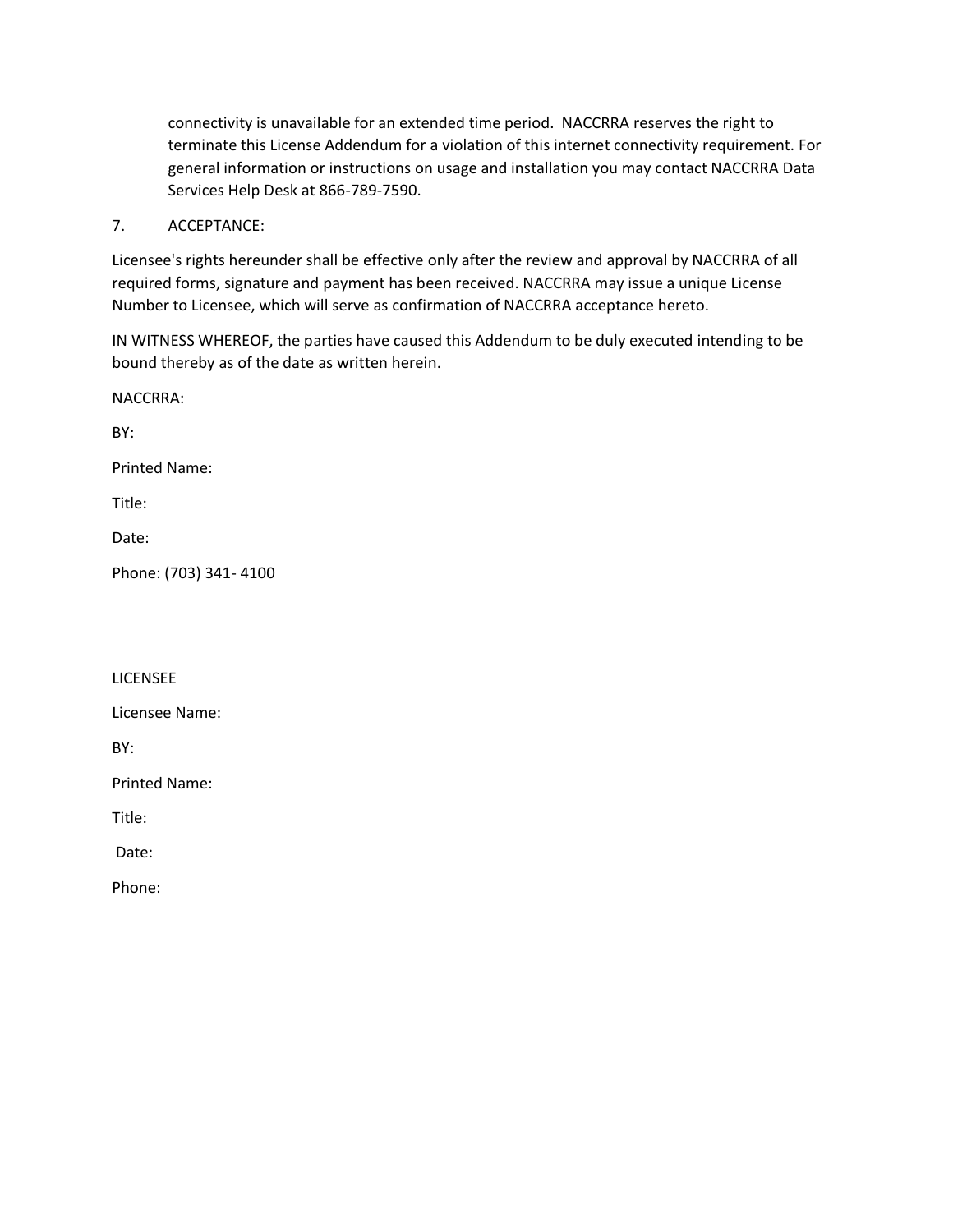connectivity is unavailable for an extended time period. NACCRRA reserves the right to terminate this License Addendum for a violation of this internet connectivity requirement. For general information or instructions on usage and installation you may contact NACCRRA Data Services Help Desk at 866-789-7590.

7. ACCEPTANCE:

Licensee's rights hereunder shall be effective only after the review and approval by NACCRRA of all required forms, signature and payment has been received. NACCRRA may issue a unique License Number to Licensee, which will serve as confirmation of NACCRRA acceptance hereto.

IN WITNESS WHEREOF, the parties have caused this Addendum to be duly executed intending to be bound thereby as of the date as written herein.

NACCRRA:

BY:

Printed Name:

Title:

Date:

Phone: (703) 341- 4100

LICENSEE

Licensee Name:

BY:

Printed Name:

Title:

Date:

Phone: